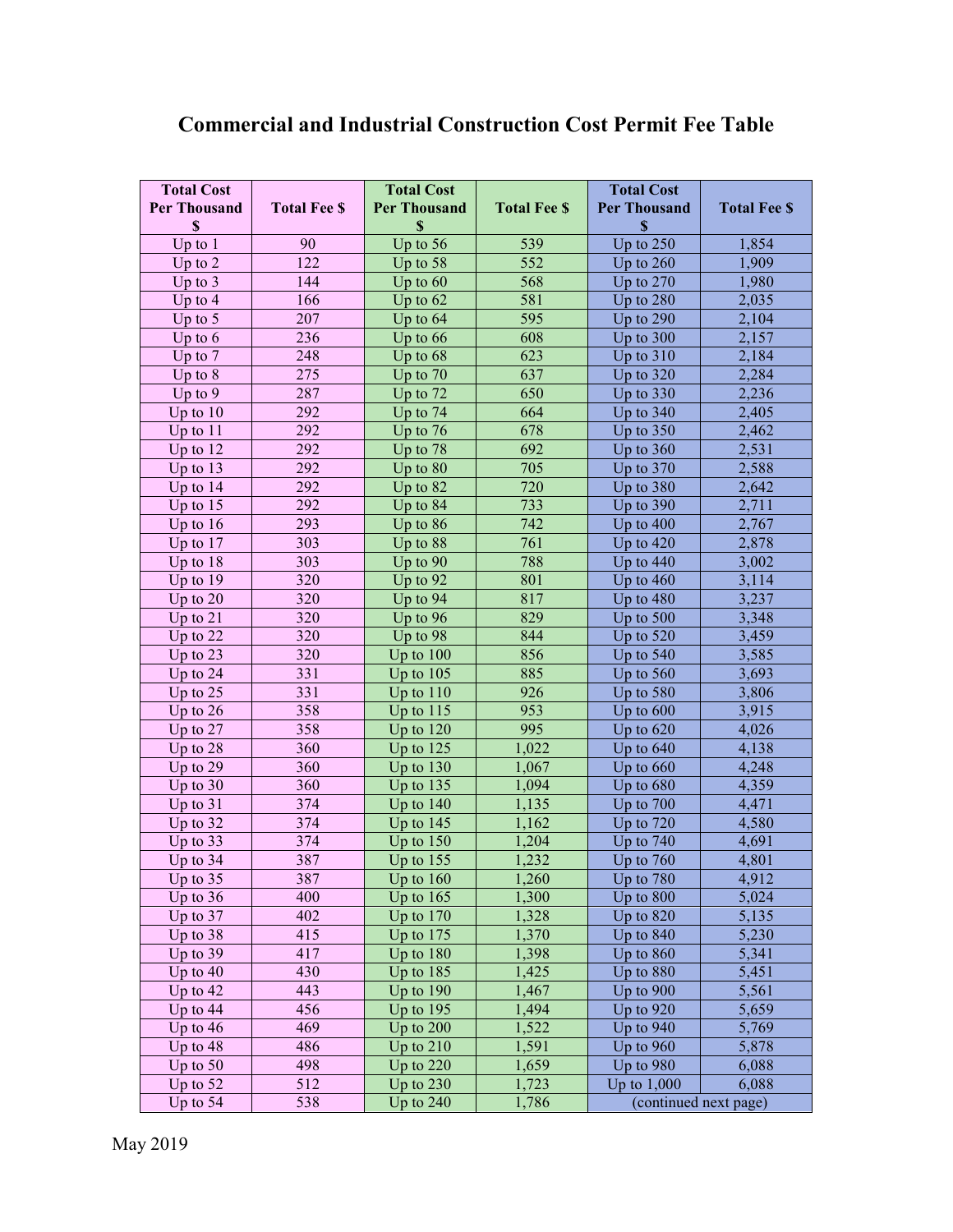# Commercial and Industrial Construction Cost Permit Fee Table

| Total Cost Per Thousand $ | Total Fee $ | Total Cost Per Thousand $ | Total Fee $ | Total Cost Per Thousand $ | Total Fee $ |
|---|---|---|---|---|---|
| Up to 1 | 90 | Up to 56 | 539 | Up to 250 | 1,854 |
| Up to 2 | 122 | Up to 58 | 552 | Up to 260 | 1,909 |
| Up to 3 | 144 | Up to 60 | 568 | Up to 270 | 1,980 |
| Up to 4 | 166 | Up to 62 | 581 | Up to 280 | 2,035 |
| Up to 5 | 207 | Up to 64 | 595 | Up to 290 | 2,104 |
| Up to 6 | 236 | Up to 66 | 608 | Up to 300 | 2,157 |
| Up to 7 | 248 | Up to 68 | 623 | Up to 310 | 2,184 |
| Up to 8 | 275 | Up to 70 | 637 | Up to 320 | 2,284 |
| Up to 9 | 287 | Up to 72 | 650 | Up to 330 | 2,236 |
| Up to 10 | 292 | Up to 74 | 664 | Up to 340 | 2,405 |
| Up to 11 | 292 | Up to 76 | 678 | Up to 350 | 2,462 |
| Up to 12 | 292 | Up to 78 | 692 | Up to 360 | 2,531 |
| Up to 13 | 292 | Up to 80 | 705 | Up to 370 | 2,588 |
| Up to 14 | 292 | Up to 82 | 720 | Up to 380 | 2,642 |
| Up to 15 | 292 | Up to 84 | 733 | Up to 390 | 2,711 |
| Up to 16 | 293 | Up to 86 | 742 | Up to 400 | 2,767 |
| Up to 17 | 303 | Up to 88 | 761 | Up to 420 | 2,878 |
| Up to 18 | 303 | Up to 90 | 788 | Up to 440 | 3,002 |
| Up to 19 | 320 | Up to 92 | 801 | Up to 460 | 3,114 |
| Up to 20 | 320 | Up to 94 | 817 | Up to 480 | 3,237 |
| Up to 21 | 320 | Up to 96 | 829 | Up to 500 | 3,348 |
| Up to 22 | 320 | Up to 98 | 844 | Up to 520 | 3,459 |
| Up to 23 | 320 | Up to 100 | 856 | Up to 540 | 3,585 |
| Up to 24 | 331 | Up to 105 | 885 | Up to 560 | 3,693 |
| Up to 25 | 331 | Up to 110 | 926 | Up to 580 | 3,806 |
| Up to 26 | 358 | Up to 115 | 953 | Up to 600 | 3,915 |
| Up to 27 | 358 | Up to 120 | 995 | Up to 620 | 4,026 |
| Up to 28 | 360 | Up to 125 | 1,022 | Up to 640 | 4,138 |
| Up to 29 | 360 | Up to 130 | 1,067 | Up to 660 | 4,248 |
| Up to 30 | 360 | Up to 135 | 1,094 | Up to 680 | 4,359 |
| Up to 31 | 374 | Up to 140 | 1,135 | Up to 700 | 4,471 |
| Up to 32 | 374 | Up to 145 | 1,162 | Up to 720 | 4,580 |
| Up to 33 | 374 | Up to 150 | 1,204 | Up to 740 | 4,691 |
| Up to 34 | 387 | Up to 155 | 1,232 | Up to 760 | 4,801 |
| Up to 35 | 387 | Up to 160 | 1,260 | Up to 780 | 4,912 |
| Up to 36 | 400 | Up to 165 | 1,300 | Up to 800 | 5,024 |
| Up to 37 | 402 | Up to 170 | 1,328 | Up to 820 | 5,135 |
| Up to 38 | 415 | Up to 175 | 1,370 | Up to 840 | 5,230 |
| Up to 39 | 417 | Up to 180 | 1,398 | Up to 860 | 5,341 |
| Up to 40 | 430 | Up to 185 | 1,425 | Up to 880 | 5,451 |
| Up to 42 | 443 | Up to 190 | 1,467 | Up to 900 | 5,561 |
| Up to 44 | 456 | Up to 195 | 1,494 | Up to 920 | 5,659 |
| Up to 46 | 469 | Up to 200 | 1,522 | Up to 940 | 5,769 |
| Up to 48 | 486 | Up to 210 | 1,591 | Up to 960 | 5,878 |
| Up to 50 | 498 | Up to 220 | 1,659 | Up to 980 | 6,088 |
| Up to 52 | 512 | Up to 230 | 1,723 | Up to 1,000 | 6,088 |
| Up to 54 | 538 | Up to 240 | 1,786 | (continued next page) | |

May 2019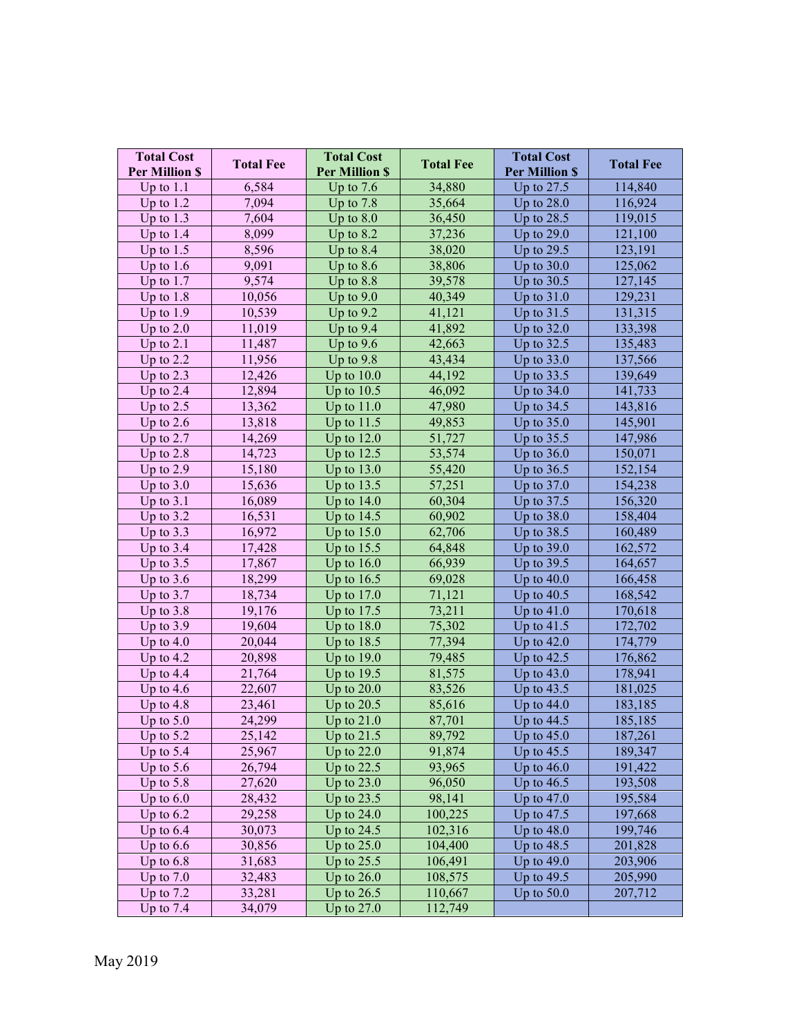| Total Cost Per Million $ | Total Fee | Total Cost Per Million $ | Total Fee | Total Cost Per Million $ | Total Fee |
|---|---|---|---|---|---|
| Up to 1.1 | 6,584 | Up to 7.6 | 34,880 | Up to 27.5 | 114,840 |
| Up to 1.2 | 7,094 | Up to 7.8 | 35,664 | Up to 28.0 | 116,924 |
| Up to 1.3 | 7,604 | Up to 8.0 | 36,450 | Up to 28.5 | 119,015 |
| Up to 1.4 | 8,099 | Up to 8.2 | 37,236 | Up to 29.0 | 121,100 |
| Up to 1.5 | 8,596 | Up to 8.4 | 38,020 | Up to 29.5 | 123,191 |
| Up to 1.6 | 9,091 | Up to 8.6 | 38,806 | Up to 30.0 | 125,062 |
| Up to 1.7 | 9,574 | Up to 8.8 | 39,578 | Up to 30.5 | 127,145 |
| Up to 1.8 | 10,056 | Up to 9.0 | 40,349 | Up to 31.0 | 129,231 |
| Up to 1.9 | 10,539 | Up to 9.2 | 41,121 | Up to 31.5 | 131,315 |
| Up to 2.0 | 11,019 | Up to 9.4 | 41,892 | Up to 32.0 | 133,398 |
| Up to 2.1 | 11,487 | Up to 9.6 | 42,663 | Up to 32.5 | 135,483 |
| Up to 2.2 | 11,956 | Up to 9.8 | 43,434 | Up to 33.0 | 137,566 |
| Up to 2.3 | 12,426 | Up to 10.0 | 44,192 | Up to 33.5 | 139,649 |
| Up to 2.4 | 12,894 | Up to 10.5 | 46,092 | Up to 34.0 | 141,733 |
| Up to 2.5 | 13,362 | Up to 11.0 | 47,980 | Up to 34.5 | 143,816 |
| Up to 2.6 | 13,818 | Up to 11.5 | 49,853 | Up to 35.0 | 145,901 |
| Up to 2.7 | 14,269 | Up to 12.0 | 51,727 | Up to 35.5 | 147,986 |
| Up to 2.8 | 14,723 | Up to 12.5 | 53,574 | Up to 36.0 | 150,071 |
| Up to 2.9 | 15,180 | Up to 13.0 | 55,420 | Up to 36.5 | 152,154 |
| Up to 3.0 | 15,636 | Up to 13.5 | 57,251 | Up to 37.0 | 154,238 |
| Up to 3.1 | 16,089 | Up to 14.0 | 60,304 | Up to 37.5 | 156,320 |
| Up to 3.2 | 16,531 | Up to 14.5 | 60,902 | Up to 38.0 | 158,404 |
| Up to 3.3 | 16,972 | Up to 15.0 | 62,706 | Up to 38.5 | 160,489 |
| Up to 3.4 | 17,428 | Up to 15.5 | 64,848 | Up to 39.0 | 162,572 |
| Up to 3.5 | 17,867 | Up to 16.0 | 66,939 | Up to 39.5 | 164,657 |
| Up to 3.6 | 18,299 | Up to 16.5 | 69,028 | Up to 40.0 | 166,458 |
| Up to 3.7 | 18,734 | Up to 17.0 | 71,121 | Up to 40.5 | 168,542 |
| Up to 3.8 | 19,176 | Up to 17.5 | 73,211 | Up to 41.0 | 170,618 |
| Up to 3.9 | 19,604 | Up to 18.0 | 75,302 | Up to 41.5 | 172,702 |
| Up to 4.0 | 20,044 | Up to 18.5 | 77,394 | Up to 42.0 | 174,779 |
| Up to 4.2 | 20,898 | Up to 19.0 | 79,485 | Up to 42.5 | 176,862 |
| Up to 4.4 | 21,764 | Up to 19.5 | 81,575 | Up to 43.0 | 178,941 |
| Up to 4.6 | 22,607 | Up to 20.0 | 83,526 | Up to 43.5 | 181,025 |
| Up to 4.8 | 23,461 | Up to 20.5 | 85,616 | Up to 44.0 | 183,185 |
| Up to 5.0 | 24,299 | Up to 21.0 | 87,701 | Up to 44.5 | 185,185 |
| Up to 5.2 | 25,142 | Up to 21.5 | 89,792 | Up to 45.0 | 187,261 |
| Up to 5.4 | 25,967 | Up to 22.0 | 91,874 | Up to 45.5 | 189,347 |
| Up to 5.6 | 26,794 | Up to 22.5 | 93,965 | Up to 46.0 | 191,422 |
| Up to 5.8 | 27,620 | Up to 23.0 | 96,050 | Up to 46.5 | 193,508 |
| Up to 6.0 | 28,432 | Up to 23.5 | 98,141 | Up to 47.0 | 195,584 |
| Up to 6.2 | 29,258 | Up to 24.0 | 100,225 | Up to 47.5 | 197,668 |
| Up to 6.4 | 30,073 | Up to 24.5 | 102,316 | Up to 48.0 | 199,746 |
| Up to 6.6 | 30,856 | Up to 25.0 | 104,400 | Up to 48.5 | 201,828 |
| Up to 6.8 | 31,683 | Up to 25.5 | 106,491 | Up to 49.0 | 203,906 |
| Up to 7.0 | 32,483 | Up to 26.0 | 108,575 | Up to 49.5 | 205,990 |
| Up to 7.2 | 33,281 | Up to 26.5 | 110,667 | Up to 50.0 | 207,712 |
| Up to 7.4 | 34,079 | Up to 27.0 | 112,749 | | |

May 2019